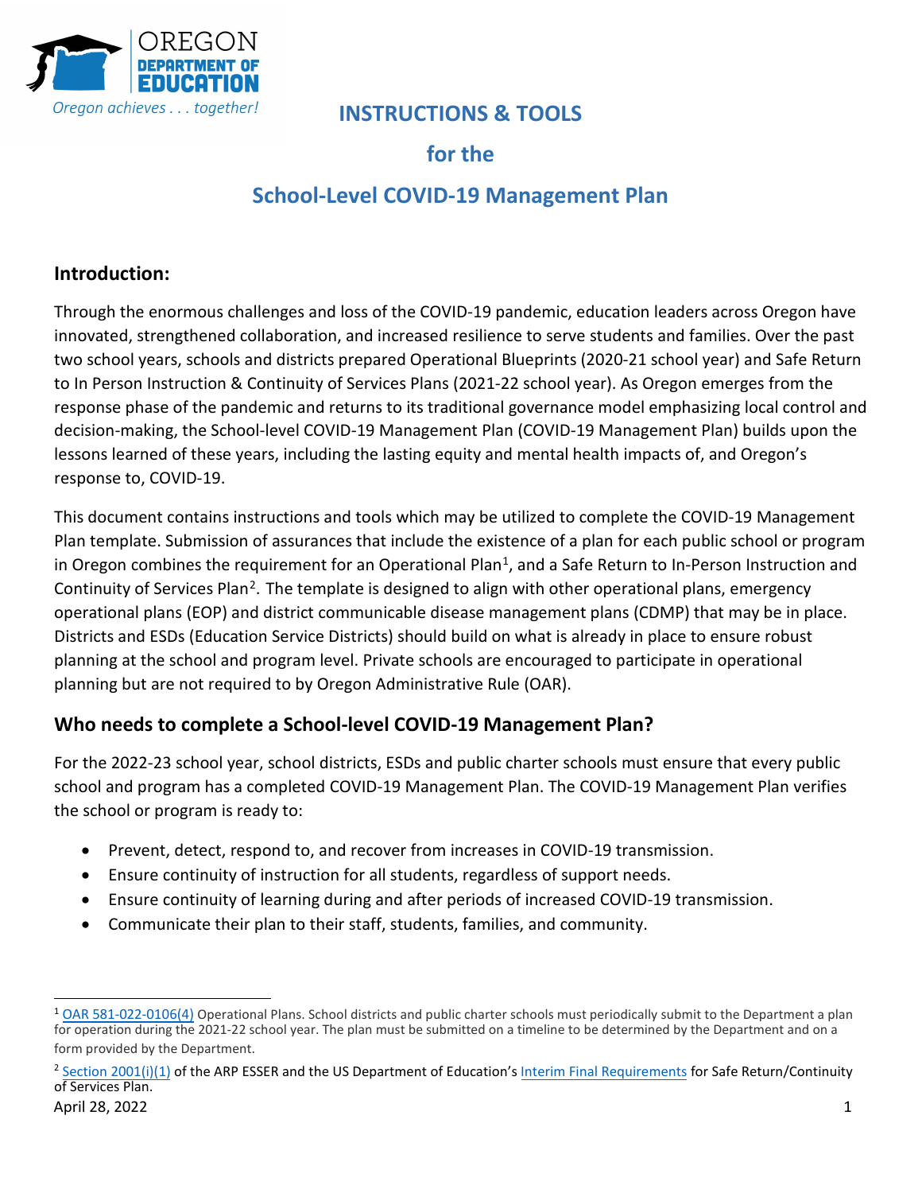OREGON DEPARTMENT OF EDUCATION

*Oregon achieves . . . together!*

# INSTRUCTIONS & TOOLS for the School-Level COVID-19 Management Plan

## Introduction:

Through the enormous challenges and loss of the COVID-19 pandemic, education leaders across Oregon have innovated, strengthened collaboration, and increased resilience to serve students and families. Over the past two school years, schools and districts prepared Operational Blueprints (2020-21 school year) and Safe Return to In Person Instruction & Continuity of Services Plans (2021-22 school year). As Oregon emerges from the response phase of the pandemic and returns to its traditional governance model emphasizing local control and decision-making, the School-level COVID-19 Management Plan (COVID-19 Management Plan) builds upon the lessons learned of these years, including the lasting equity and mental health impacts of, and Oregon's response to, COVID-19.

This document contains instructions and tools which may be utilized to complete the COVID-19 Management Plan template. Submission of assurances that include the existence of a plan for each public school or program in Oregon combines the requirement for an Operational Plan[1], and a Safe Return to In-Person Instruction and Continuity of Services Plan[2]. The template is designed to align with other operational plans, emergency operational plans (EOP) and district communicable disease management plans (CDMP) that may be in place. Districts and ESDs (Education Service Districts) should build on what is already in place to ensure robust planning at the school and program level. Private schools are encouraged to participate in operational planning but are not required to by Oregon Administrative Rule (OAR).

## Who needs to complete a School-level COVID-19 Management Plan?

For the 2022-23 school year, school districts, ESDs and public charter schools must ensure that every public school and program has a completed COVID-19 Management Plan. The COVID-19 Management Plan verifies the school or program is ready to:

- Prevent, detect, respond to, and recover from increases in COVID-19 transmission.
- Ensure continuity of instruction for all students, regardless of support needs.
- Ensure continuity of learning during and after periods of increased COVID-19 transmission.
- Communicate their plan to their staff, students, families, and community.

---

[1] OAR 581-022-0106(4) Operational Plans. School districts and public charter schools must periodically submit to the Department a plan for operation during the 2021-22 school year. The plan must be submitted on a timeline to be determined by the Department and on a form provided by the Department.

[2] Section 2001(i)(1) of the ARP ESSER and the US Department of Education's Interim Final Requirements for Safe Return/Continuity of Services Plan.

April 28, 2022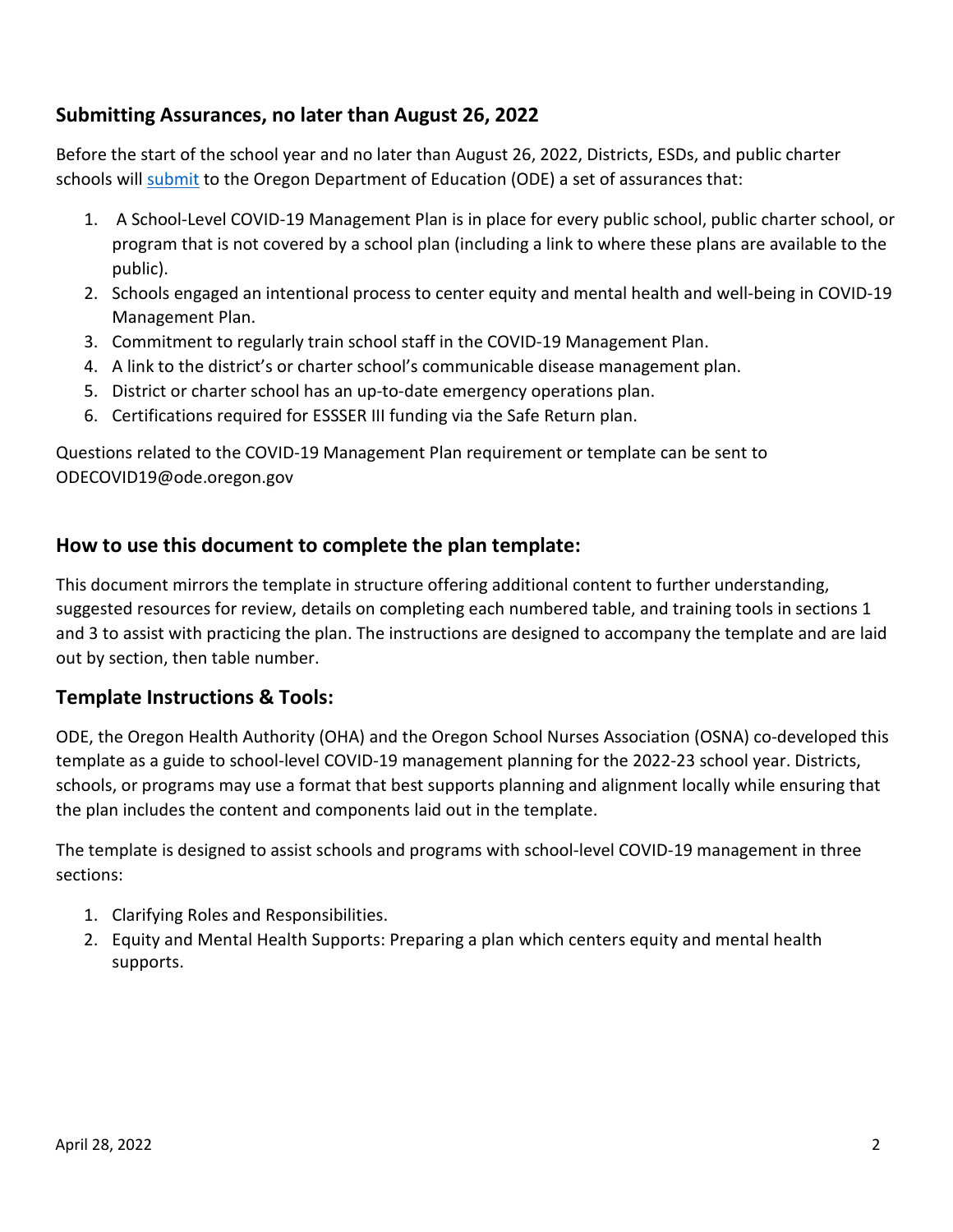## Submitting Assurances, no later than August 26, 2022

Before the start of the school year and no later than August 26, 2022, Districts, ESDs, and public charter schools will submit to the Oregon Department of Education (ODE) a set of assurances that:

1. A School-Level COVID-19 Management Plan is in place for every public school, public charter school, or program that is not covered by a school plan (including a link to where these plans are available to the public).
2. Schools engaged an intentional process to center equity and mental health and well-being in COVID-19 Management Plan.
3. Commitment to regularly train school staff in the COVID-19 Management Plan.
4. A link to the district's or charter school's communicable disease management plan.
5. District or charter school has an up-to-date emergency operations plan.
6. Certifications required for ESSSER III funding via the Safe Return plan.

Questions related to the COVID-19 Management Plan requirement or template can be sent to ODECOVID19@ode.oregon.gov

## How to use this document to complete the plan template:

This document mirrors the template in structure offering additional content to further understanding, suggested resources for review, details on completing each numbered table, and training tools in sections 1 and 3 to assist with practicing the plan. The instructions are designed to accompany the template and are laid out by section, then table number.

## Template Instructions & Tools:

ODE, the Oregon Health Authority (OHA) and the Oregon School Nurses Association (OSNA) co-developed this template as a guide to school-level COVID-19 management planning for the 2022-23 school year. Districts, schools, or programs may use a format that best supports planning and alignment locally while ensuring that the plan includes the content and components laid out in the template.

The template is designed to assist schools and programs with school-level COVID-19 management in three sections:

1. Clarifying Roles and Responsibilities.
2. Equity and Mental Health Supports: Preparing a plan which centers equity and mental health supports.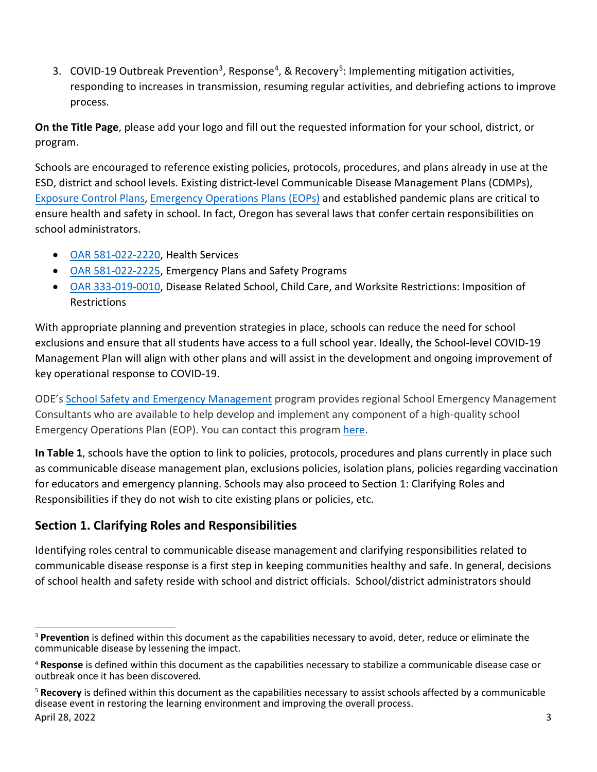3. COVID-19 Outbreak Prevention[3], Response[4], & Recovery[5]: Implementing mitigation activities, responding to increases in transmission, resuming regular activities, and debriefing actions to improve process.

**On the Title Page**, please add your logo and fill out the requested information for your school, district, or program.

Schools are encouraged to reference existing policies, protocols, procedures, and plans already in use at the ESD, district and school levels. Existing district-level Communicable Disease Management Plans (CDMPs), Exposure Control Plans, Emergency Operations Plans (EOPs) and established pandemic plans are critical to ensure health and safety in school. In fact, Oregon has several laws that confer certain responsibilities on school administrators.

- OAR 581-022-2220, Health Services
- OAR 581-022-2225, Emergency Plans and Safety Programs
- OAR 333-019-0010, Disease Related School, Child Care, and Worksite Restrictions: Imposition of Restrictions

With appropriate planning and prevention strategies in place, schools can reduce the need for school exclusions and ensure that all students have access to a full school year. Ideally, the School-level COVID-19 Management Plan will align with other plans and will assist in the development and ongoing improvement of key operational response to COVID-19.

ODE's School Safety and Emergency Management program provides regional School Emergency Management Consultants who are available to help develop and implement any component of a high-quality school Emergency Operations Plan (EOP). You can contact this program here.

**In Table 1**, schools have the option to link to policies, protocols, procedures and plans currently in place such as communicable disease management plan, exclusions policies, isolation plans, policies regarding vaccination for educators and emergency planning. Schools may also proceed to Section 1: Clarifying Roles and Responsibilities if they do not wish to cite existing plans or policies, etc.

## Section 1. Clarifying Roles and Responsibilities

Identifying roles central to communicable disease management and clarifying responsibilities related to communicable disease response is a first step in keeping communities healthy and safe. In general, decisions of school health and safety reside with school and district officials. School/district administrators should

[3] **Prevention** is defined within this document as the capabilities necessary to avoid, deter, reduce or eliminate the communicable disease by lessening the impact.

[4] **Response** is defined within this document as the capabilities necessary to stabilize a communicable disease case or outbreak once it has been discovered.

[5] **Recovery** is defined within this document as the capabilities necessary to assist schools affected by a communicable disease event in restoring the learning environment and improving the overall process.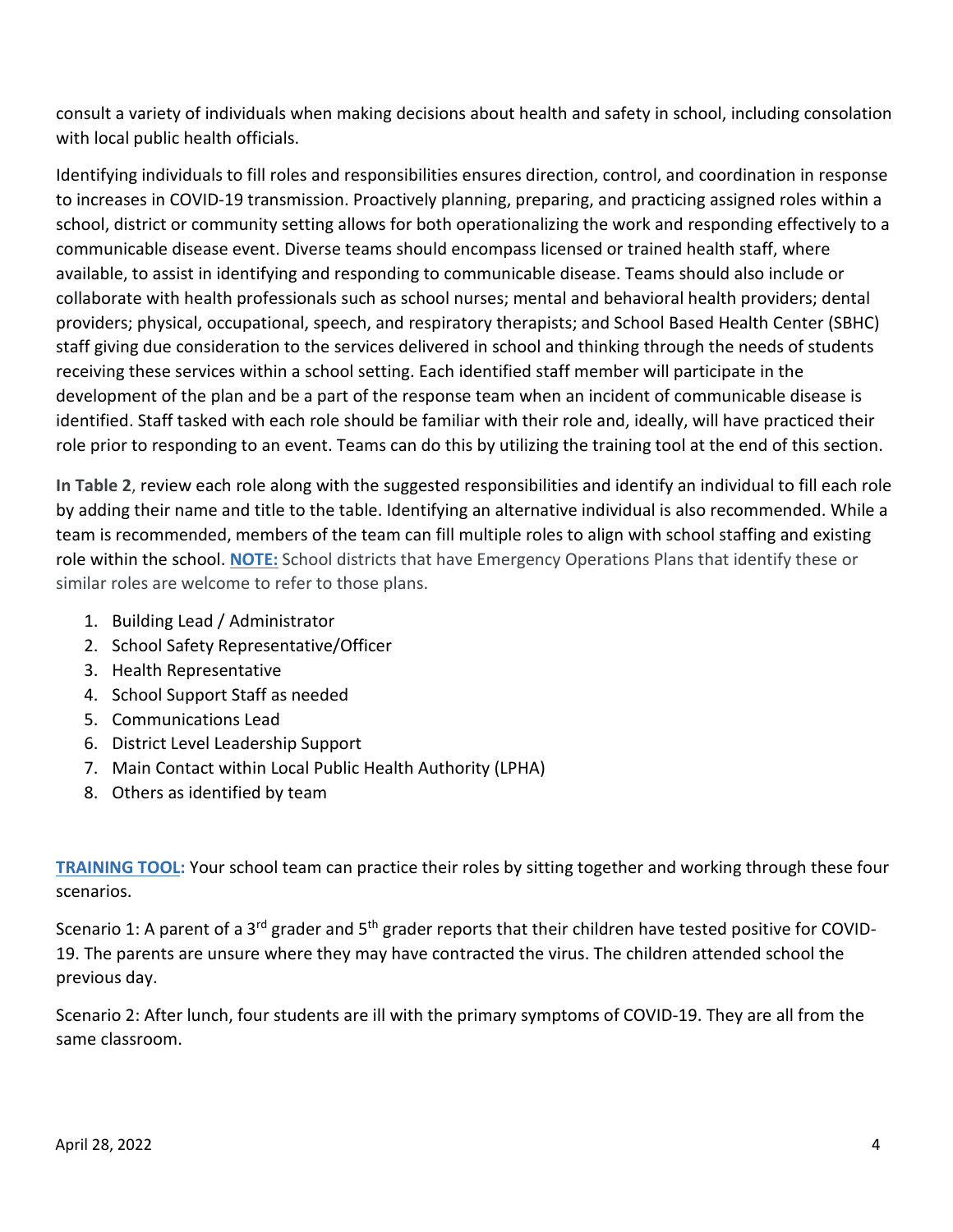consult a variety of individuals when making decisions about health and safety in school, including consolation with local public health officials.

Identifying individuals to fill roles and responsibilities ensures direction, control, and coordination in response to increases in COVID-19 transmission. Proactively planning, preparing, and practicing assigned roles within a school, district or community setting allows for both operationalizing the work and responding effectively to a communicable disease event. Diverse teams should encompass licensed or trained health staff, where available, to assist in identifying and responding to communicable disease. Teams should also include or collaborate with health professionals such as school nurses; mental and behavioral health providers; dental providers; physical, occupational, speech, and respiratory therapists; and School Based Health Center (SBHC) staff giving due consideration to the services delivered in school and thinking through the needs of students receiving these services within a school setting. Each identified staff member will participate in the development of the plan and be a part of the response team when an incident of communicable disease is identified. Staff tasked with each role should be familiar with their role and, ideally, will have practiced their role prior to responding to an event. Teams can do this by utilizing the training tool at the end of this section.

**In Table 2**, review each role along with the suggested responsibilities and identify an individual to fill each role by adding their name and title to the table. Identifying an alternative individual is also recommended. While a team is recommended, members of the team can fill multiple roles to align with school staffing and existing role within the school. **NOTE:** School districts that have Emergency Operations Plans that identify these or similar roles are welcome to refer to those plans.

1. Building Lead / Administrator
2. School Safety Representative/Officer
3. Health Representative
4. School Support Staff as needed
5. Communications Lead
6. District Level Leadership Support
7. Main Contact within Local Public Health Authority (LPHA)
8. Others as identified by team

**TRAINING TOOL:** Your school team can practice their roles by sitting together and working through these four scenarios.

Scenario 1: A parent of a 3rd grader and 5th grader reports that their children have tested positive for COVID-19. The parents are unsure where they may have contracted the virus. The children attended school the previous day.

Scenario 2: After lunch, four students are ill with the primary symptoms of COVID-19. They are all from the same classroom.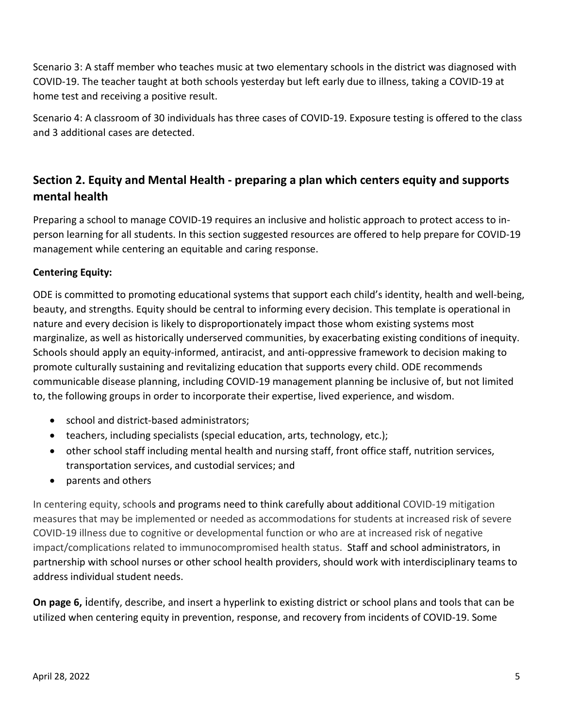Scenario 3: A staff member who teaches music at two elementary schools in the district was diagnosed with COVID-19. The teacher taught at both schools yesterday but left early due to illness, taking a COVID-19 at home test and receiving a positive result.

Scenario 4: A classroom of 30 individuals has three cases of COVID-19. Exposure testing is offered to the class and 3 additional cases are detected.

## Section 2. Equity and Mental Health - preparing a plan which centers equity and supports mental health

Preparing a school to manage COVID-19 requires an inclusive and holistic approach to protect access to in-person learning for all students. In this section suggested resources are offered to help prepare for COVID-19 management while centering an equitable and caring response.

**Centering Equity:**

ODE is committed to promoting educational systems that support each child's identity, health and well-being, beauty, and strengths. Equity should be central to informing every decision. This template is operational in nature and every decision is likely to disproportionately impact those whom existing systems most marginalize, as well as historically underserved communities, by exacerbating existing conditions of inequity. Schools should apply an equity-informed, antiracist, and anti-oppressive framework to decision making to promote culturally sustaining and revitalizing education that supports every child. ODE recommends communicable disease planning, including COVID-19 management planning be inclusive of, but not limited to, the following groups in order to incorporate their expertise, lived experience, and wisdom.

- school and district-based administrators;
- teachers, including specialists (special education, arts, technology, etc.);
- other school staff including mental health and nursing staff, front office staff, nutrition services, transportation services, and custodial services; and
- parents and others

In centering equity, schools and programs need to think carefully about additional COVID-19 mitigation measures that may be implemented or needed as accommodations for students at increased risk of severe COVID-19 illness due to cognitive or developmental function or who are at increased risk of negative impact/complications related to immunocompromised health status. Staff and school administrators, in partnership with school nurses or other school health providers, should work with interdisciplinary teams to address individual student needs.

**On page 6,** identify, describe, and insert a hyperlink to existing district or school plans and tools that can be utilized when centering equity in prevention, response, and recovery from incidents of COVID-19. Some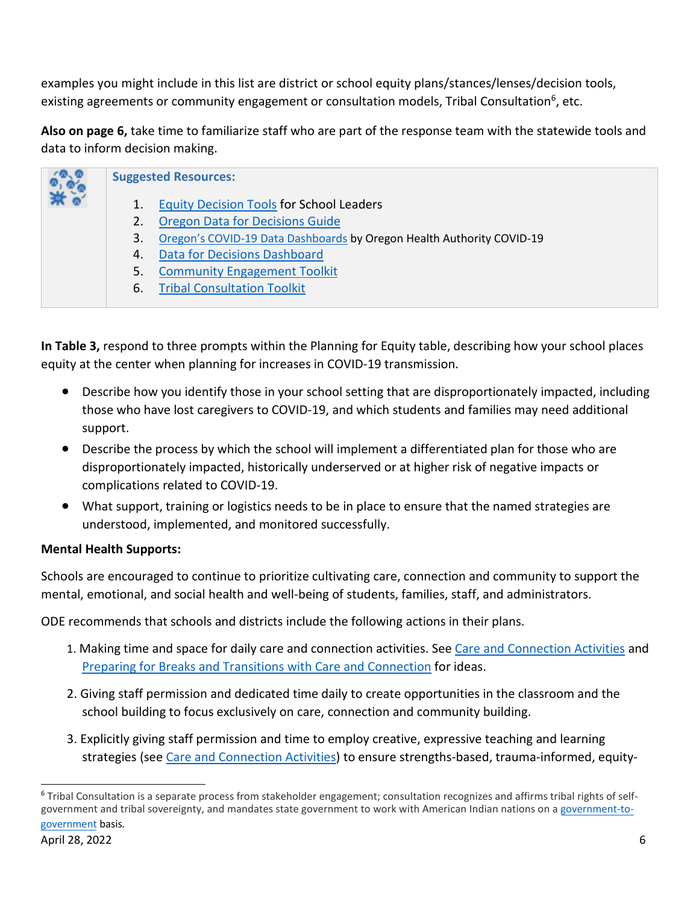examples you might include in this list are district or school equity plans/stances/lenses/decision tools, existing agreements or community engagement or consultation models, Tribal Consultation[6], etc.

**Also on page 6,** take time to familiarize staff who are part of the response team with the statewide tools and data to inform decision making.

**Suggested Resources:**

1. Equity Decision Tools for School Leaders
2. Oregon Data for Decisions Guide
3. Oregon's COVID-19 Data Dashboards by Oregon Health Authority COVID-19
4. Data for Decisions Dashboard
5. Community Engagement Toolkit
6. Tribal Consultation Toolkit

**In Table 3,** respond to three prompts within the Planning for Equity table, describing how your school places equity at the center when planning for increases in COVID-19 transmission.

- Describe how you identify those in your school setting that are disproportionately impacted, including those who have lost caregivers to COVID-19, and which students and families may need additional support.
- Describe the process by which the school will implement a differentiated plan for those who are disproportionately impacted, historically underserved or at higher risk of negative impacts or complications related to COVID-19.
- What support, training or logistics needs to be in place to ensure that the named strategies are understood, implemented, and monitored successfully.

**Mental Health Supports:**

Schools are encouraged to continue to prioritize cultivating care, connection and community to support the mental, emotional, and social health and well-being of students, families, staff, and administrators.

ODE recommends that schools and districts include the following actions in their plans.

1. Making time and space for daily care and connection activities. See Care and Connection Activities and Preparing for Breaks and Transitions with Care and Connection for ideas.
2. Giving staff permission and dedicated time daily to create opportunities in the classroom and the school building to focus exclusively on care, connection and community building.
3. Explicitly giving staff permission and time to employ creative, expressive teaching and learning strategies (see Care and Connection Activities) to ensure strengths-based, trauma-informed, equity-

[6] Tribal Consultation is a separate process from stakeholder engagement; consultation recognizes and affirms tribal rights of self-government and tribal sovereignty, and mandates state government to work with American Indian nations on a government-to-government basis.

April 28, 2022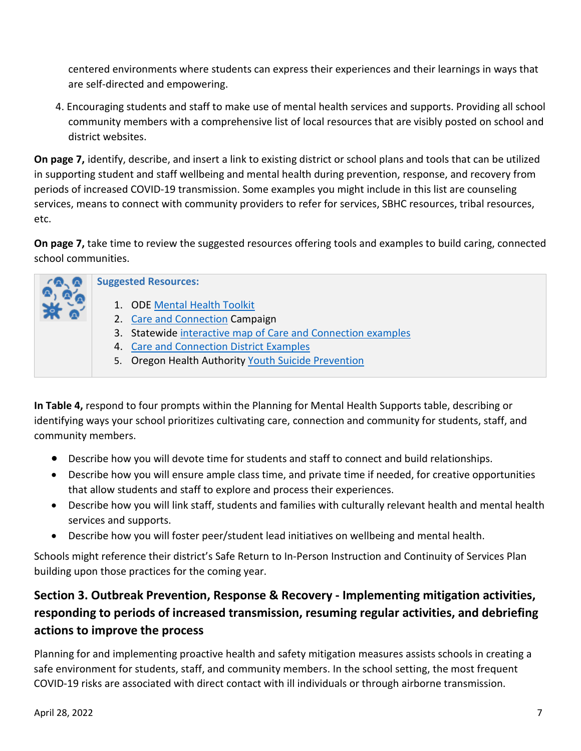centered environments where students can express their experiences and their learnings in ways that are self-directed and empowering.

4. Encouraging students and staff to make use of mental health services and supports. Providing all school community members with a comprehensive list of local resources that are visibly posted on school and district websites.

**On page 7,** identify, describe, and insert a link to existing district or school plans and tools that can be utilized in supporting student and staff wellbeing and mental health during prevention, response, and recovery from periods of increased COVID-19 transmission. Some examples you might include in this list are counseling services, means to connect with community providers to refer for services, SBHC resources, tribal resources, etc.

**On page 7,** take time to review the suggested resources offering tools and examples to build caring, connected school communities.

**Suggested Resources:**

1. ODE Mental Health Toolkit
2. Care and Connection Campaign
3. Statewide interactive map of Care and Connection examples
4. Care and Connection District Examples
5. Oregon Health Authority Youth Suicide Prevention

**In Table 4,** respond to four prompts within the Planning for Mental Health Supports table, describing or identifying ways your school prioritizes cultivating care, connection and community for students, staff, and community members.

- Describe how you will devote time for students and staff to connect and build relationships.
- Describe how you will ensure ample class time, and private time if needed, for creative opportunities that allow students and staff to explore and process their experiences.
- Describe how you will link staff, students and families with culturally relevant health and mental health services and supports.
- Describe how you will foster peer/student lead initiatives on wellbeing and mental health.

Schools might reference their district's Safe Return to In-Person Instruction and Continuity of Services Plan building upon those practices for the coming year.

## Section 3. Outbreak Prevention, Response & Recovery - Implementing mitigation activities, responding to periods of increased transmission, resuming regular activities, and debriefing actions to improve the process

Planning for and implementing proactive health and safety mitigation measures assists schools in creating a safe environment for students, staff, and community members. In the school setting, the most frequent COVID-19 risks are associated with direct contact with ill individuals or through airborne transmission.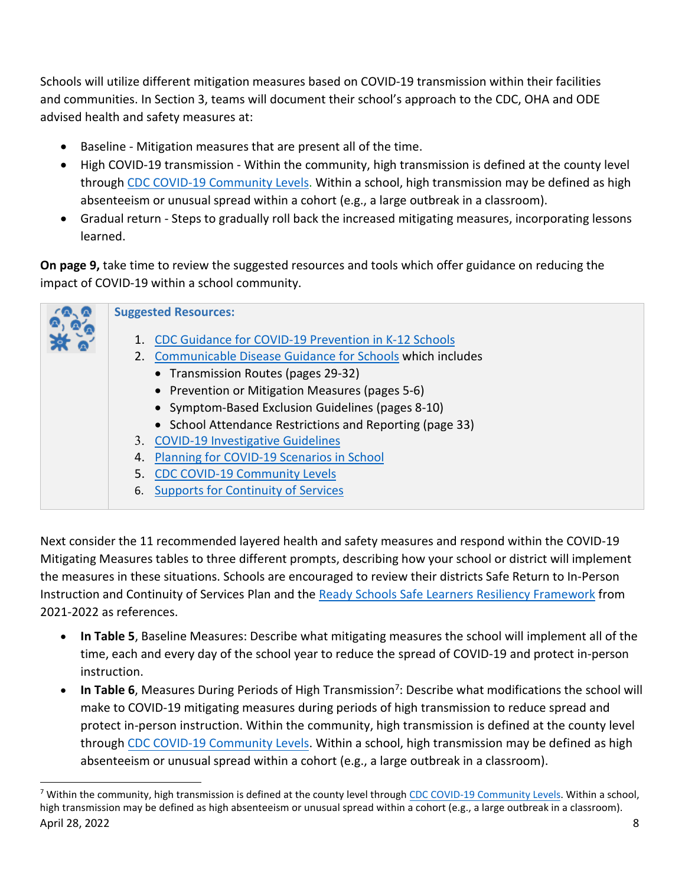Schools will utilize different mitigation measures based on COVID-19 transmission within their facilities and communities. In Section 3, teams will document their school's approach to the CDC, OHA and ODE advised health and safety measures at:

- Baseline - Mitigation measures that are present all of the time.
- High COVID-19 transmission - Within the community, high transmission is defined at the county level through CDC COVID-19 Community Levels. Within a school, high transmission may be defined as high absenteeism or unusual spread within a cohort (e.g., a large outbreak in a classroom).
- Gradual return - Steps to gradually roll back the increased mitigating measures, incorporating lessons learned.

**On page 9,** take time to review the suggested resources and tools which offer guidance on reducing the impact of COVID-19 within a school community.

**Suggested Resources:**

1. CDC Guidance for COVID-19 Prevention in K-12 Schools
2. Communicable Disease Guidance for Schools which includes
   - Transmission Routes (pages 29-32)
   - Prevention or Mitigation Measures (pages 5-6)
   - Symptom-Based Exclusion Guidelines (pages 8-10)
   - School Attendance Restrictions and Reporting (page 33)
3. COVID-19 Investigative Guidelines
4. Planning for COVID-19 Scenarios in School
5. CDC COVID-19 Community Levels
6. Supports for Continuity of Services

Next consider the 11 recommended layered health and safety measures and respond within the COVID-19 Mitigating Measures tables to three different prompts, describing how your school or district will implement the measures in these situations. Schools are encouraged to review their districts Safe Return to In-Person Instruction and Continuity of Services Plan and the Ready Schools Safe Learners Resiliency Framework from 2021-2022 as references.

- **In Table 5**, Baseline Measures: Describe what mitigating measures the school will implement all of the time, each and every day of the school year to reduce the spread of COVID-19 and protect in-person instruction.
- **In Table 6**, Measures During Periods of High Transmission[7]: Describe what modifications the school will make to COVID-19 mitigating measures during periods of high transmission to reduce spread and protect in-person instruction. Within the community, high transmission is defined at the county level through CDC COVID-19 Community Levels. Within a school, high transmission may be defined as high absenteeism or unusual spread within a cohort (e.g., a large outbreak in a classroom).

[7] Within the community, high transmission is defined at the county level through CDC COVID-19 Community Levels. Within a school, high transmission may be defined as high absenteeism or unusual spread within a cohort (e.g., a large outbreak in a classroom).

April 28, 2022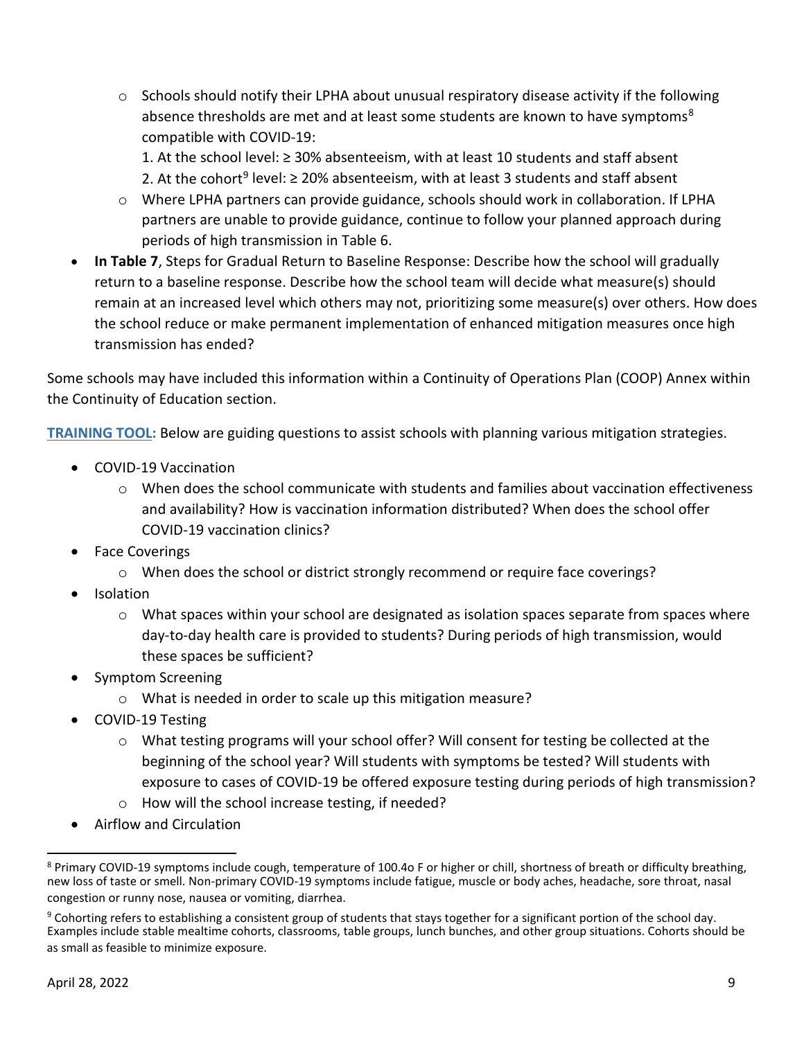- Schools should notify their LPHA about unusual respiratory disease activity if the following absence thresholds are met and at least some students are known to have symptoms[8] compatible with COVID-19:
  1. At the school level: ≥ 30% absenteeism, with at least 10 students and staff absent
  2. At the cohort[9] level: ≥ 20% absenteeism, with at least 3 students and staff absent
- Where LPHA partners can provide guidance, schools should work in collaboration. If LPHA partners are unable to provide guidance, continue to follow your planned approach during periods of high transmission in Table 6.

- **In Table 7**, Steps for Gradual Return to Baseline Response: Describe how the school will gradually return to a baseline response. Describe how the school team will decide what measure(s) should remain at an increased level which others may not, prioritizing some measure(s) over others. How does the school reduce or make permanent implementation of enhanced mitigation measures once high transmission has ended?

Some schools may have included this information within a Continuity of Operations Plan (COOP) Annex within the Continuity of Education section.

**TRAINING TOOL:** Below are guiding questions to assist schools with planning various mitigation strategies.

- COVID-19 Vaccination
  - When does the school communicate with students and families about vaccination effectiveness and availability? How is vaccination information distributed? When does the school offer COVID-19 vaccination clinics?
- Face Coverings
  - When does the school or district strongly recommend or require face coverings?
- Isolation
  - What spaces within your school are designated as isolation spaces separate from spaces where day-to-day health care is provided to students? During periods of high transmission, would these spaces be sufficient?
- Symptom Screening
  - What is needed in order to scale up this mitigation measure?
- COVID-19 Testing
  - What testing programs will your school offer? Will consent for testing be collected at the beginning of the school year? Will students with symptoms be tested? Will students with exposure to cases of COVID-19 be offered exposure testing during periods of high transmission?
  - How will the school increase testing, if needed?
- Airflow and Circulation

[8] Primary COVID-19 symptoms include cough, temperature of 100.4o F or higher or chill, shortness of breath or difficulty breathing, new loss of taste or smell. Non-primary COVID-19 symptoms include fatigue, muscle or body aches, headache, sore throat, nasal congestion or runny nose, nausea or vomiting, diarrhea.

[9] Cohorting refers to establishing a consistent group of students that stays together for a significant portion of the school day. Examples include stable mealtime cohorts, classrooms, table groups, lunch bunches, and other group situations. Cohorts should be as small as feasible to minimize exposure.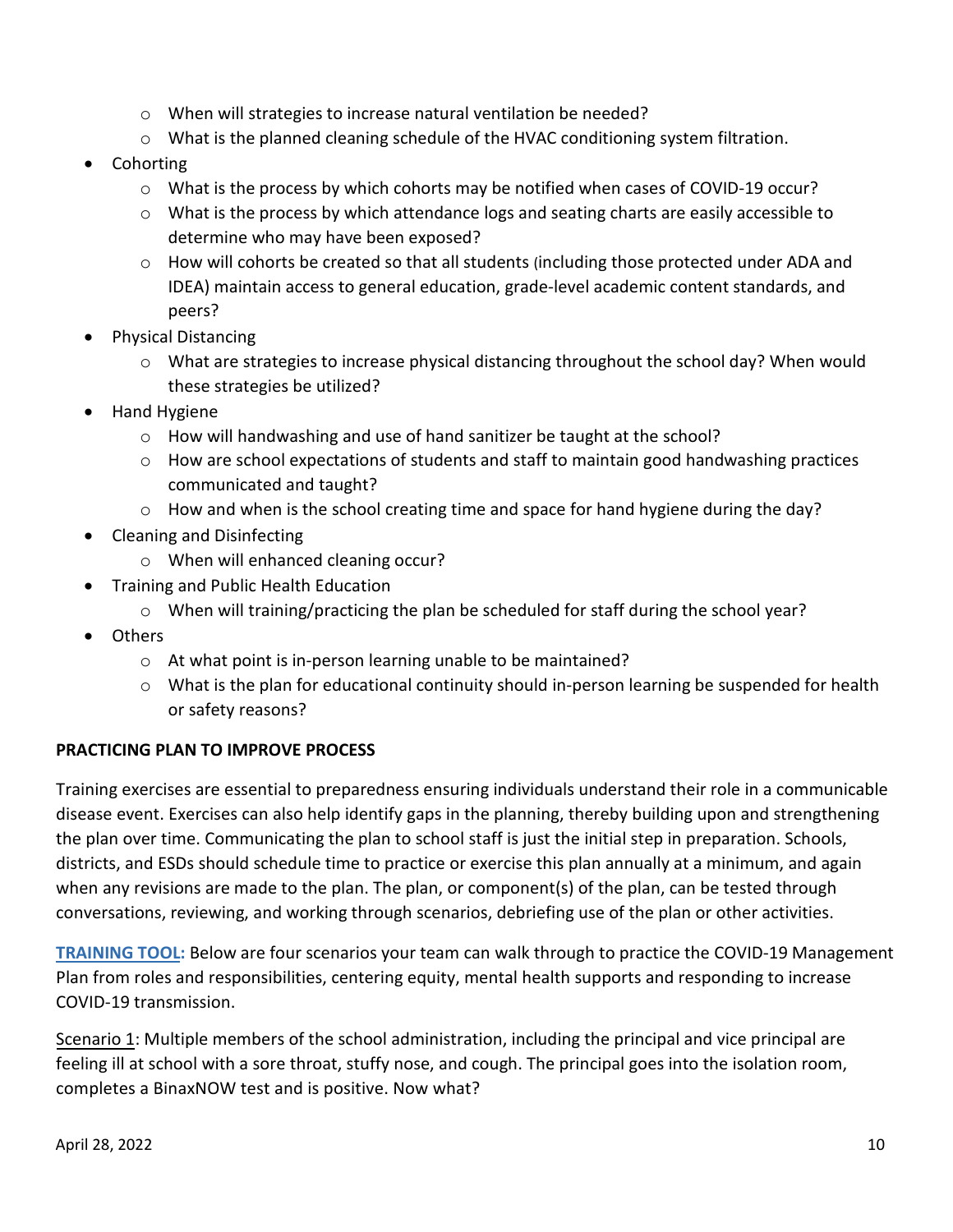- When will strategies to increase natural ventilation be needed?
  - What is the planned cleaning schedule of the HVAC conditioning system filtration.
- Cohorting
  - What is the process by which cohorts may be notified when cases of COVID-19 occur?
  - What is the process by which attendance logs and seating charts are easily accessible to determine who may have been exposed?
  - How will cohorts be created so that all students (including those protected under ADA and IDEA) maintain access to general education, grade-level academic content standards, and peers?
- Physical Distancing
  - What are strategies to increase physical distancing throughout the school day? When would these strategies be utilized?
- Hand Hygiene
  - How will handwashing and use of hand sanitizer be taught at the school?
  - How are school expectations of students and staff to maintain good handwashing practices communicated and taught?
  - How and when is the school creating time and space for hand hygiene during the day?
- Cleaning and Disinfecting
  - When will enhanced cleaning occur?
- Training and Public Health Education
  - When will training/practicing the plan be scheduled for staff during the school year?
- Others
  - At what point is in-person learning unable to be maintained?
  - What is the plan for educational continuity should in-person learning be suspended for health or safety reasons?

## PRACTICING PLAN TO IMPROVE PROCESS

Training exercises are essential to preparedness ensuring individuals understand their role in a communicable disease event. Exercises can also help identify gaps in the planning, thereby building upon and strengthening the plan over time. Communicating the plan to school staff is just the initial step in preparation. Schools, districts, and ESDs should schedule time to practice or exercise this plan annually at a minimum, and again when any revisions are made to the plan. The plan, or component(s) of the plan, can be tested through conversations, reviewing, and working through scenarios, debriefing use of the plan or other activities.

**TRAINING TOOL:** Below are four scenarios your team can walk through to practice the COVID-19 Management Plan from roles and responsibilities, centering equity, mental health supports and responding to increase COVID-19 transmission.

Scenario 1: Multiple members of the school administration, including the principal and vice principal are feeling ill at school with a sore throat, stuffy nose, and cough. The principal goes into the isolation room, completes a BinaxNOW test and is positive. Now what?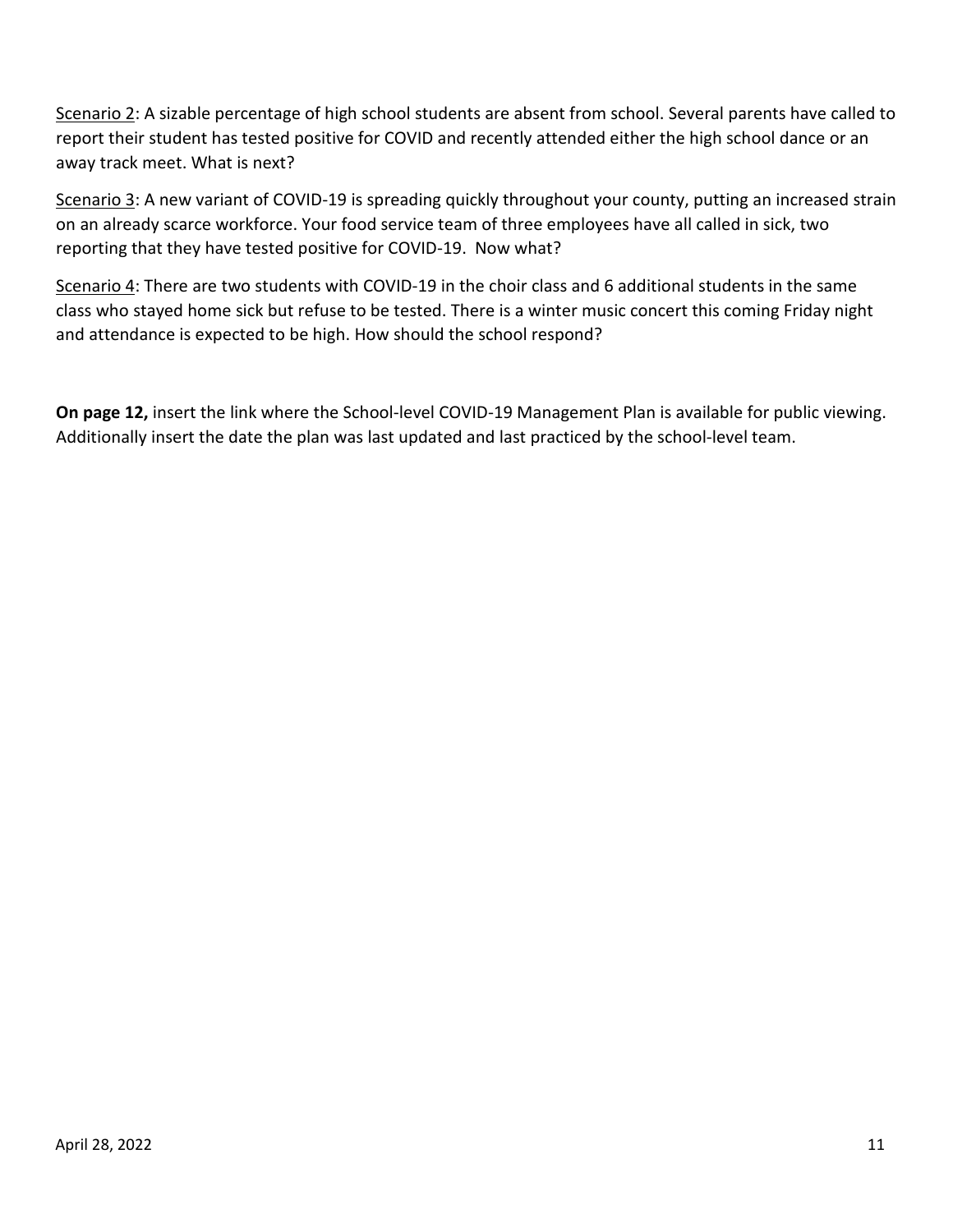<u>Scenario 2</u>: A sizable percentage of high school students are absent from school. Several parents have called to report their student has tested positive for COVID and recently attended either the high school dance or an away track meet. What is next?

<u>Scenario 3</u>: A new variant of COVID-19 is spreading quickly throughout your county, putting an increased strain on an already scarce workforce. Your food service team of three employees have all called in sick, two reporting that they have tested positive for COVID-19. Now what?

<u>Scenario 4</u>: There are two students with COVID-19 in the choir class and 6 additional students in the same class who stayed home sick but refuse to be tested. There is a winter music concert this coming Friday night and attendance is expected to be high. How should the school respond?

**On page 12,** insert the link where the School-level COVID-19 Management Plan is available for public viewing. Additionally insert the date the plan was last updated and last practiced by the school-level team.